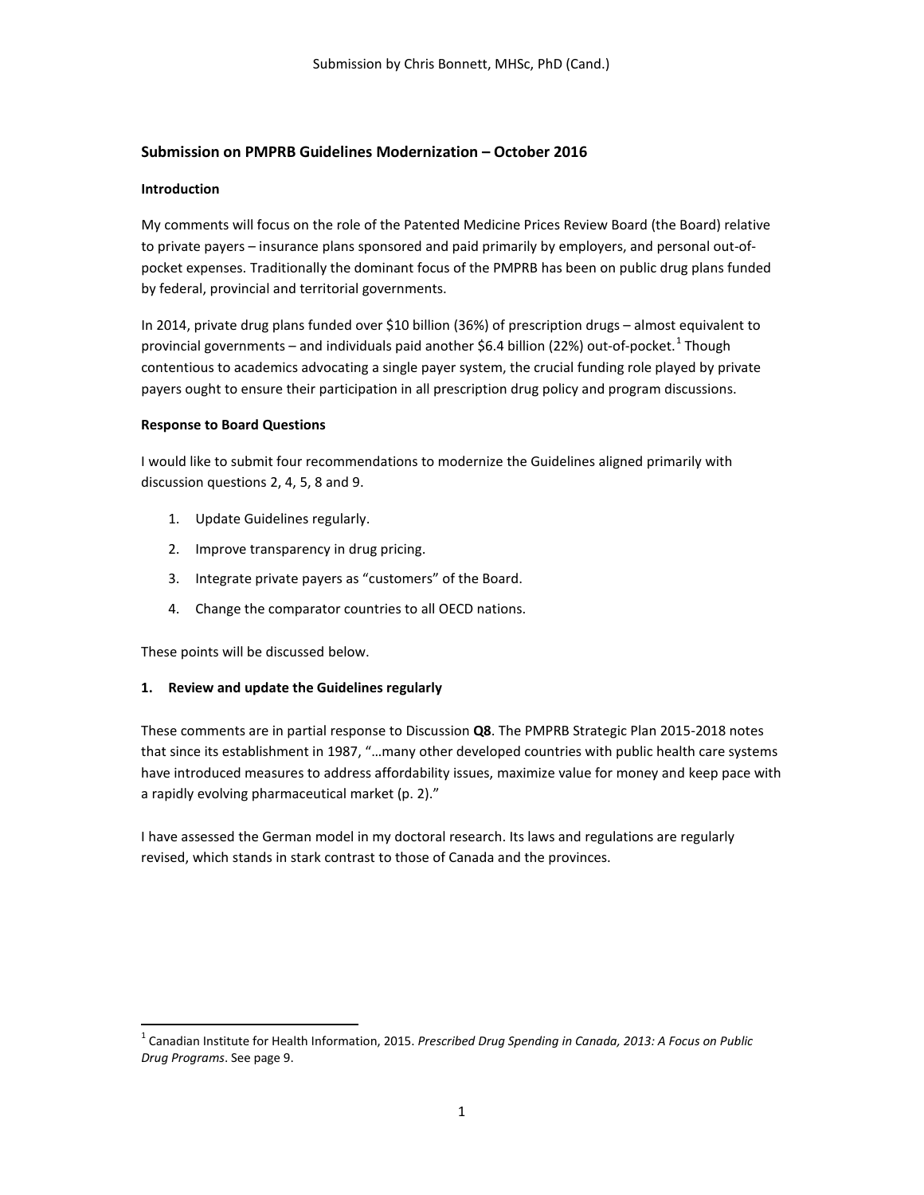# Submission on PMPRB Guidelines Modernization – October 2016

**Introduction**

My comments will focus on the role of the Patented Medicine Prices Review Board (the Board) relative to private payers – insurance plans sponsored and paid primarily by employers, and personal out-of-pocket expenses. Traditionally the dominant focus of the PMPRB has been on public drug plans funded by federal, provincial and territorial governments.

In 2014, private drug plans funded over $10 billion (36%) of prescription drugs – almost equivalent to provincial governments – and individuals paid another $6.4 billion (22%) out-of-pocket.[1] Though contentious to academics advocating a single payer system, the crucial funding role played by private payers ought to ensure their participation in all prescription drug policy and program discussions.

**Response to Board Questions**

I would like to submit four recommendations to modernize the Guidelines aligned primarily with discussion questions 2, 4, 5, 8 and 9.

1. Update Guidelines regularly.
2. Improve transparency in drug pricing.
3. Integrate private payers as "customers" of the Board.
4. Change the comparator countries to all OECD nations.

These points will be discussed below.

## 1. Review and update the Guidelines regularly

These comments are in partial response to Discussion **Q8**. The PMPRB Strategic Plan 2015-2018 notes that since its establishment in 1987, "…many other developed countries with public health care systems have introduced measures to address affordability issues, maximize value for money and keep pace with a rapidly evolving pharmaceutical market (p. 2)."

I have assessed the German model in my doctoral research. Its laws and regulations are regularly revised, which stands in stark contrast to those of Canada and the provinces.

---

[1] Canadian Institute for Health Information, 2015. *Prescribed Drug Spending in Canada, 2013: A Focus on Public Drug Programs*. See page 9.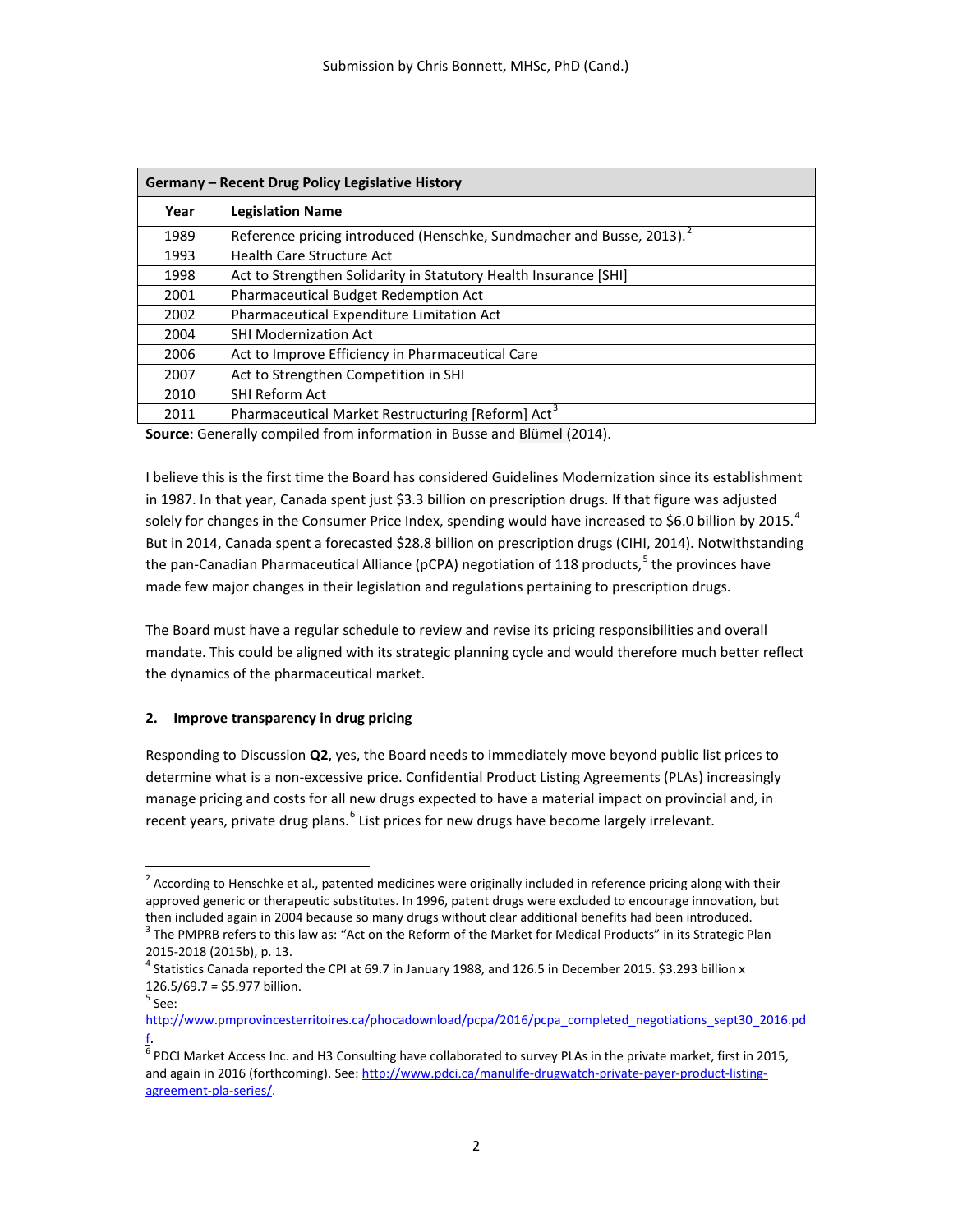| Germany – Recent Drug Policy Legislative History | |
|---|---|
| **Year** | **Legislation Name** |
| 1989 | Reference pricing introduced (Henschke, Sundmacher and Busse, 2013).[2] |
| 1993 | Health Care Structure Act |
| 1998 | Act to Strengthen Solidarity in Statutory Health Insurance [SHI] |
| 2001 | Pharmaceutical Budget Redemption Act |
| 2002 | Pharmaceutical Expenditure Limitation Act |
| 2004 | SHI Modernization Act |
| 2006 | Act to Improve Efficiency in Pharmaceutical Care |
| 2007 | Act to Strengthen Competition in SHI |
| 2010 | SHI Reform Act |
| 2011 | Pharmaceutical Market Restructuring [Reform] Act[3] |

**Source**: Generally compiled from information in Busse and Blümel (2014).

I believe this is the first time the Board has considered Guidelines Modernization since its establishment in 1987. In that year, Canada spent just $3.3 billion on prescription drugs. If that figure was adjusted solely for changes in the Consumer Price Index, spending would have increased to $6.0 billion by 2015.[4] But in 2014, Canada spent a forecasted $28.8 billion on prescription drugs (CIHI, 2014). Notwithstanding the pan-Canadian Pharmaceutical Alliance (pCPA) negotiation of 118 products,[5] the provinces have made few major changes in their legislation and regulations pertaining to prescription drugs.

The Board must have a regular schedule to review and revise its pricing responsibilities and overall mandate. This could be aligned with its strategic planning cycle and would therefore much better reflect the dynamics of the pharmaceutical market.

**2. Improve transparency in drug pricing**

Responding to Discussion **Q2**, yes, the Board needs to immediately move beyond public list prices to determine what is a non-excessive price. Confidential Product Listing Agreements (PLAs) increasingly manage pricing and costs for all new drugs expected to have a material impact on provincial and, in recent years, private drug plans.[6] List prices for new drugs have become largely irrelevant.

---

[2] According to Henschke et al., patented medicines were originally included in reference pricing along with their approved generic or therapeutic substitutes. In 1996, patent drugs were excluded to encourage innovation, but then included again in 2004 because so many drugs without clear additional benefits had been introduced.

[3] The PMPRB refers to this law as: "Act on the Reform of the Market for Medical Products" in its Strategic Plan 2015-2018 (2015b), p. 13.

[4] Statistics Canada reported the CPI at 69.7 in January 1988, and 126.5 in December 2015. $3.293 billion x 126.5/69.7 = $5.977 billion.

[5] See: http://www.pmprovincesterritoires.ca/phocadownload/pcpa/2016/pcpa_completed_negotiations_sept30_2016.pdf.

[6] PDCI Market Access Inc. and H3 Consulting have collaborated to survey PLAs in the private market, first in 2015, and again in 2016 (forthcoming). See: http://www.pdci.ca/manulife-drugwatch-private-payer-product-listing-agreement-pla-series/.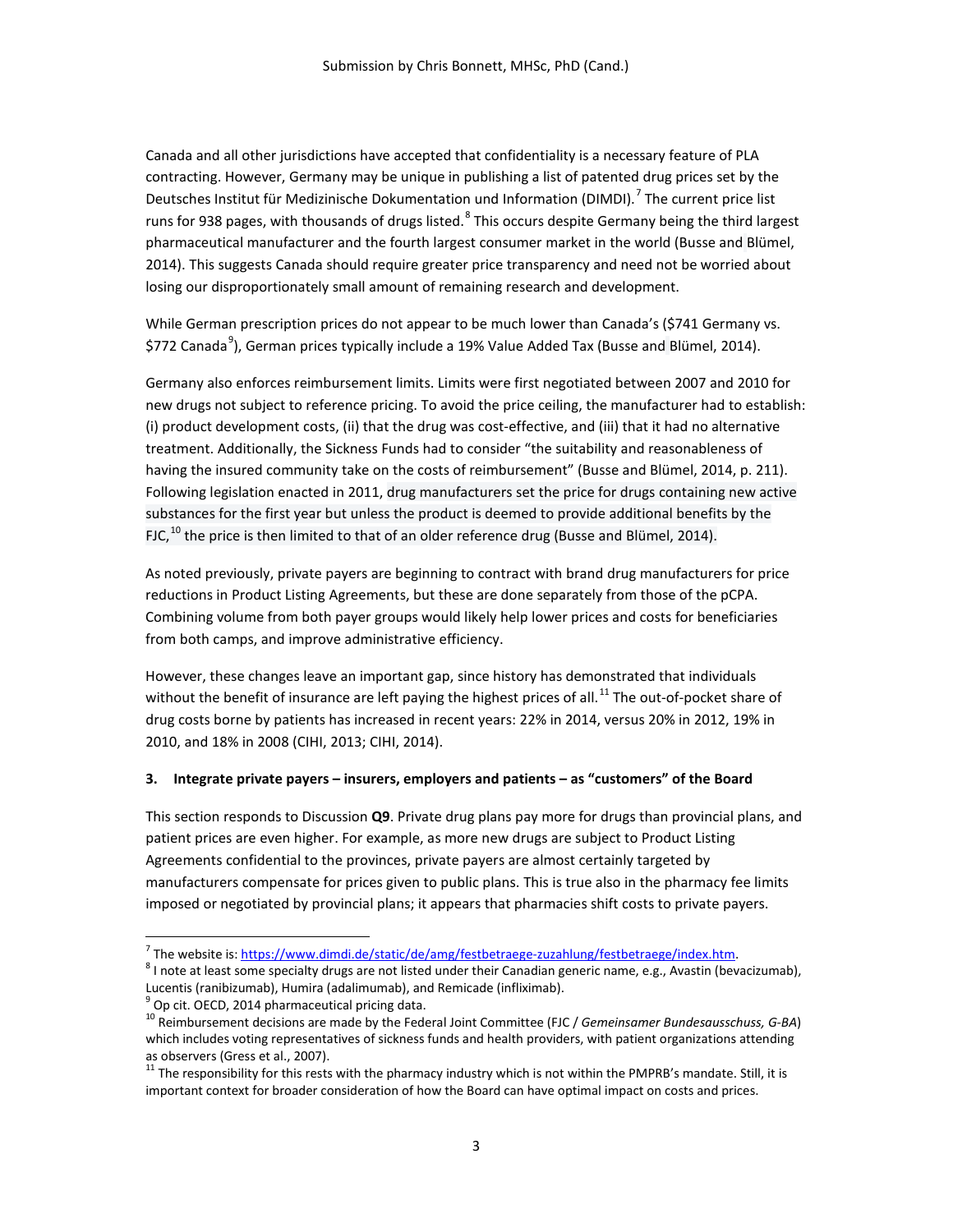Canada and all other jurisdictions have accepted that confidentiality is a necessary feature of PLA contracting. However, Germany may be unique in publishing a list of patented drug prices set by the Deutsches Institut für Medizinische Dokumentation und Information (DIMDI).[7] The current price list runs for 938 pages, with thousands of drugs listed.[8] This occurs despite Germany being the third largest pharmaceutical manufacturer and the fourth largest consumer market in the world (Busse and Blümel, 2014). This suggests Canada should require greater price transparency and need not be worried about losing our disproportionately small amount of remaining research and development.

While German prescription prices do not appear to be much lower than Canada's ($741 Germany vs. $772 Canada[9]), German prices typically include a 19% Value Added Tax (Busse and Blümel, 2014).

Germany also enforces reimbursement limits. Limits were first negotiated between 2007 and 2010 for new drugs not subject to reference pricing. To avoid the price ceiling, the manufacturer had to establish: (i) product development costs, (ii) that the drug was cost-effective, and (iii) that it had no alternative treatment. Additionally, the Sickness Funds had to consider "the suitability and reasonableness of having the insured community take on the costs of reimbursement" (Busse and Blümel, 2014, p. 211). Following legislation enacted in 2011, drug manufacturers set the price for drugs containing new active substances for the first year but unless the product is deemed to provide additional benefits by the FJC,[10] the price is then limited to that of an older reference drug (Busse and Blümel, 2014).

As noted previously, private payers are beginning to contract with brand drug manufacturers for price reductions in Product Listing Agreements, but these are done separately from those of the pCPA. Combining volume from both payer groups would likely help lower prices and costs for beneficiaries from both camps, and improve administrative efficiency.

However, these changes leave an important gap, since history has demonstrated that individuals without the benefit of insurance are left paying the highest prices of all.[11] The out-of-pocket share of drug costs borne by patients has increased in recent years: 22% in 2014, versus 20% in 2012, 19% in 2010, and 18% in 2008 (CIHI, 2013; CIHI, 2014).

**3. Integrate private payers – insurers, employers and patients – as "customers" of the Board**

This section responds to Discussion **Q9**. Private drug plans pay more for drugs than provincial plans, and patient prices are even higher. For example, as more new drugs are subject to Product Listing Agreements confidential to the provinces, private payers are almost certainly targeted by manufacturers compensate for prices given to public plans. This is true also in the pharmacy fee limits imposed or negotiated by provincial plans; it appears that pharmacies shift costs to private payers.

---

[7] The website is: https://www.dimdi.de/static/de/amg/festbetraege-zuzahlung/festbetraege/index.htm.

[8] I note at least some specialty drugs are not listed under their Canadian generic name, e.g., Avastin (bevacizumab), Lucentis (ranibizumab), Humira (adalimumab), and Remicade (infliximab).

[9] Op cit. OECD, 2014 pharmaceutical pricing data.

[10] Reimbursement decisions are made by the Federal Joint Committee (FJC / *Gemeinsamer Bundesausschuss, G-BA*) which includes voting representatives of sickness funds and health providers, with patient organizations attending as observers (Gress et al., 2007).

[11] The responsibility for this rests with the pharmacy industry which is not within the PMPRB's mandate. Still, it is important context for broader consideration of how the Board can have optimal impact on costs and prices.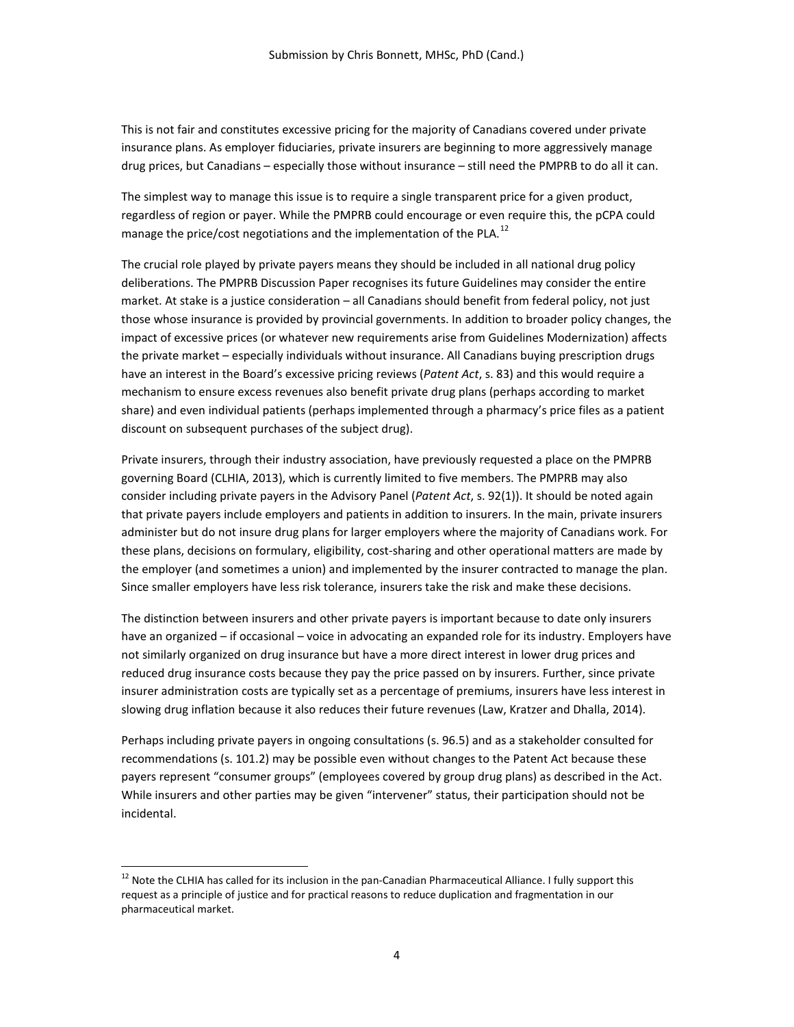This is not fair and constitutes excessive pricing for the majority of Canadians covered under private insurance plans. As employer fiduciaries, private insurers are beginning to more aggressively manage drug prices, but Canadians – especially those without insurance – still need the PMPRB to do all it can.

The simplest way to manage this issue is to require a single transparent price for a given product, regardless of region or payer. While the PMPRB could encourage or even require this, the pCPA could manage the price/cost negotiations and the implementation of the PLA.[12]

The crucial role played by private payers means they should be included in all national drug policy deliberations. The PMPRB Discussion Paper recognises its future Guidelines may consider the entire market. At stake is a justice consideration – all Canadians should benefit from federal policy, not just those whose insurance is provided by provincial governments. In addition to broader policy changes, the impact of excessive prices (or whatever new requirements arise from Guidelines Modernization) affects the private market – especially individuals without insurance. All Canadians buying prescription drugs have an interest in the Board's excessive pricing reviews (*Patent Act*, s. 83) and this would require a mechanism to ensure excess revenues also benefit private drug plans (perhaps according to market share) and even individual patients (perhaps implemented through a pharmacy's price files as a patient discount on subsequent purchases of the subject drug).

Private insurers, through their industry association, have previously requested a place on the PMPRB governing Board (CLHIA, 2013), which is currently limited to five members. The PMPRB may also consider including private payers in the Advisory Panel (*Patent Act*, s. 92(1)). It should be noted again that private payers include employers and patients in addition to insurers. In the main, private insurers administer but do not insure drug plans for larger employers where the majority of Canadians work. For these plans, decisions on formulary, eligibility, cost-sharing and other operational matters are made by the employer (and sometimes a union) and implemented by the insurer contracted to manage the plan. Since smaller employers have less risk tolerance, insurers take the risk and make these decisions.

The distinction between insurers and other private payers is important because to date only insurers have an organized – if occasional – voice in advocating an expanded role for its industry. Employers have not similarly organized on drug insurance but have a more direct interest in lower drug prices and reduced drug insurance costs because they pay the price passed on by insurers. Further, since private insurer administration costs are typically set as a percentage of premiums, insurers have less interest in slowing drug inflation because it also reduces their future revenues (Law, Kratzer and Dhalla, 2014).

Perhaps including private payers in ongoing consultations (s. 96.5) and as a stakeholder consulted for recommendations (s. 101.2) may be possible even without changes to the Patent Act because these payers represent "consumer groups" (employees covered by group drug plans) as described in the Act. While insurers and other parties may be given "intervener" status, their participation should not be incidental.

---

[12] Note the CLHIA has called for its inclusion in the pan-Canadian Pharmaceutical Alliance. I fully support this request as a principle of justice and for practical reasons to reduce duplication and fragmentation in our pharmaceutical market.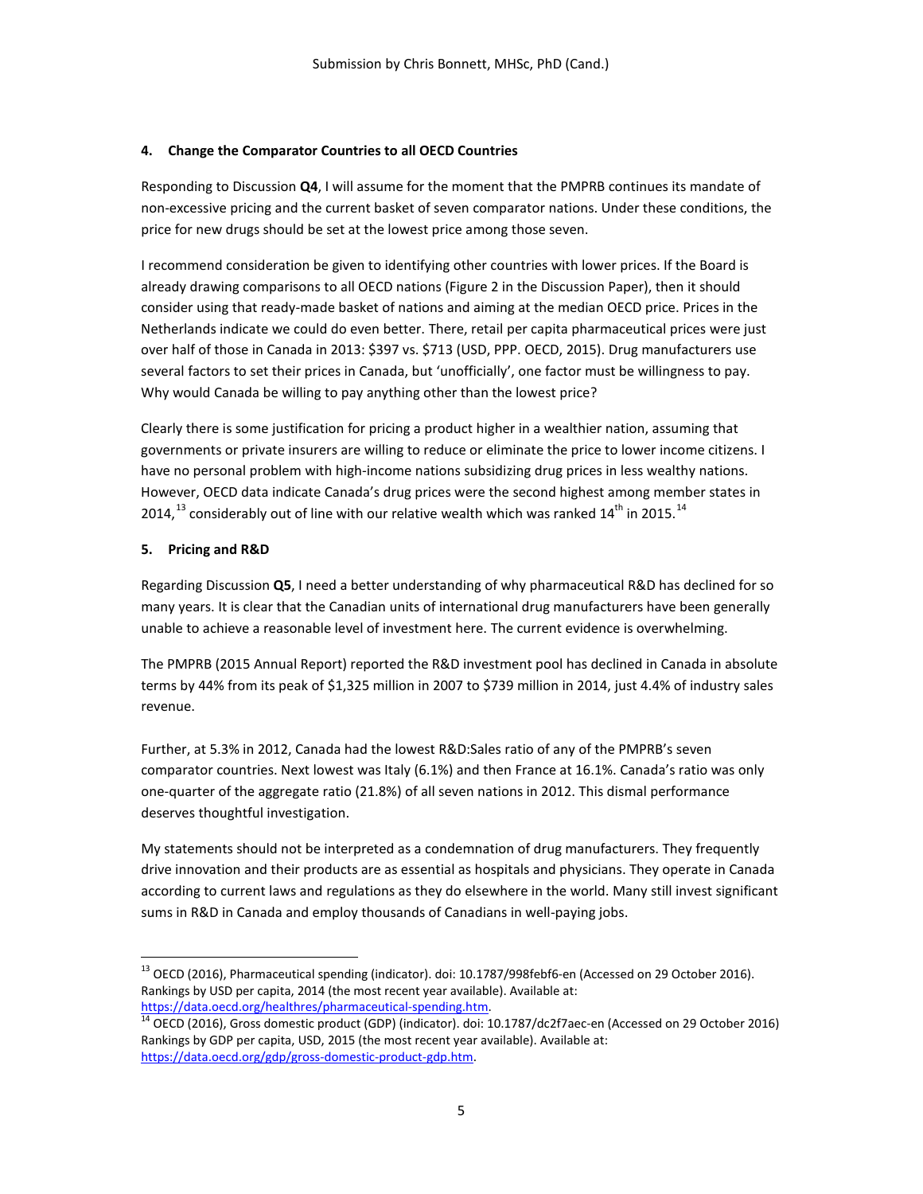### 4. Change the Comparator Countries to all OECD Countries

Responding to Discussion **Q4**, I will assume for the moment that the PMPRB continues its mandate of non-excessive pricing and the current basket of seven comparator nations. Under these conditions, the price for new drugs should be set at the lowest price among those seven.

I recommend consideration be given to identifying other countries with lower prices. If the Board is already drawing comparisons to all OECD nations (Figure 2 in the Discussion Paper), then it should consider using that ready-made basket of nations and aiming at the median OECD price. Prices in the Netherlands indicate we could do even better. There, retail per capita pharmaceutical prices were just over half of those in Canada in 2013: $397 vs. $713 (USD, PPP. OECD, 2015). Drug manufacturers use several factors to set their prices in Canada, but 'unofficially', one factor must be willingness to pay. Why would Canada be willing to pay anything other than the lowest price?

Clearly there is some justification for pricing a product higher in a wealthier nation, assuming that governments or private insurers are willing to reduce or eliminate the price to lower income citizens. I have no personal problem with high-income nations subsidizing drug prices in less wealthy nations. However, OECD data indicate Canada's drug prices were the second highest among member states in 2014,[13] considerably out of line with our relative wealth which was ranked 14th in 2015.[14]

### 5. Pricing and R&D

Regarding Discussion **Q5**, I need a better understanding of why pharmaceutical R&D has declined for so many years. It is clear that the Canadian units of international drug manufacturers have been generally unable to achieve a reasonable level of investment here. The current evidence is overwhelming.

The PMPRB (2015 Annual Report) reported the R&D investment pool has declined in Canada in absolute terms by 44% from its peak of $1,325 million in 2007 to $739 million in 2014, just 4.4% of industry sales revenue.

Further, at 5.3% in 2012, Canada had the lowest R&D:Sales ratio of any of the PMPRB's seven comparator countries. Next lowest was Italy (6.1%) and then France at 16.1%. Canada's ratio was only one-quarter of the aggregate ratio (21.8%) of all seven nations in 2012. This dismal performance deserves thoughtful investigation.

My statements should not be interpreted as a condemnation of drug manufacturers. They frequently drive innovation and their products are as essential as hospitals and physicians. They operate in Canada according to current laws and regulations as they do elsewhere in the world. Many still invest significant sums in R&D in Canada and employ thousands of Canadians in well-paying jobs.

---

[13] OECD (2016), Pharmaceutical spending (indicator). doi: 10.1787/998febf6-en (Accessed on 29 October 2016). Rankings by USD per capita, 2014 (the most recent year available). Available at: https://data.oecd.org/healthres/pharmaceutical-spending.htm.

[14] OECD (2016), Gross domestic product (GDP) (indicator). doi: 10.1787/dc2f7aec-en (Accessed on 29 October 2016) Rankings by GDP per capita, USD, 2015 (the most recent year available). Available at: https://data.oecd.org/gdp/gross-domestic-product-gdp.htm.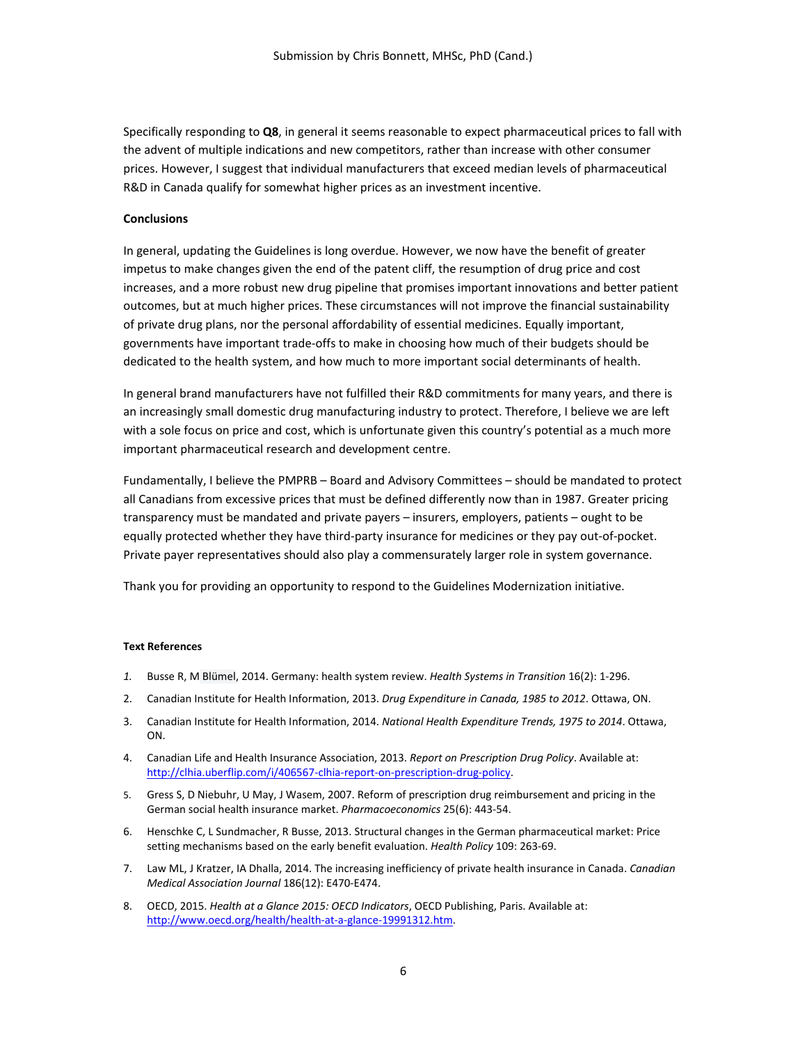Specifically responding to **Q8**, in general it seems reasonable to expect pharmaceutical prices to fall with the advent of multiple indications and new competitors, rather than increase with other consumer prices. However, I suggest that individual manufacturers that exceed median levels of pharmaceutical R&D in Canada qualify for somewhat higher prices as an investment incentive.

**Conclusions**

In general, updating the Guidelines is long overdue. However, we now have the benefit of greater impetus to make changes given the end of the patent cliff, the resumption of drug price and cost increases, and a more robust new drug pipeline that promises important innovations and better patient outcomes, but at much higher prices. These circumstances will not improve the financial sustainability of private drug plans, nor the personal affordability of essential medicines. Equally important, governments have important trade-offs to make in choosing how much of their budgets should be dedicated to the health system, and how much to more important social determinants of health.

In general brand manufacturers have not fulfilled their R&D commitments for many years, and there is an increasingly small domestic drug manufacturing industry to protect. Therefore, I believe we are left with a sole focus on price and cost, which is unfortunate given this country's potential as a much more important pharmaceutical research and development centre.

Fundamentally, I believe the PMPRB – Board and Advisory Committees – should be mandated to protect all Canadians from excessive prices that must be defined differently now than in 1987. Greater pricing transparency must be mandated and private payers – insurers, employers, patients – ought to be equally protected whether they have third-party insurance for medicines or they pay out-of-pocket. Private payer representatives should also play a commensurately larger role in system governance.

Thank you for providing an opportunity to respond to the Guidelines Modernization initiative.

**Text References**

1. Busse R, M Blümel, 2014. Germany: health system review. *Health Systems in Transition* 16(2): 1-296.
2. Canadian Institute for Health Information, 2013. *Drug Expenditure in Canada, 1985 to 2012*. Ottawa, ON.
3. Canadian Institute for Health Information, 2014. *National Health Expenditure Trends, 1975 to 2014*. Ottawa, ON.
4. Canadian Life and Health Insurance Association, 2013. *Report on Prescription Drug Policy*. Available at: http://clhia.uberflip.com/i/406567-clhia-report-on-prescription-drug-policy.
5. Gress S, D Niebuhr, U May, J Wasem, 2007. Reform of prescription drug reimbursement and pricing in the German social health insurance market. *Pharmacoeconomics* 25(6): 443-54.
6. Henschke C, L Sundmacher, R Busse, 2013. Structural changes in the German pharmaceutical market: Price setting mechanisms based on the early benefit evaluation. *Health Policy* 109: 263-69.
7. Law ML, J Kratzer, IA Dhalla, 2014. The increasing inefficiency of private health insurance in Canada. *Canadian Medical Association Journal* 186(12): E470-E474.
8. OECD, 2015. *Health at a Glance 2015: OECD Indicators*, OECD Publishing, Paris. Available at: http://www.oecd.org/health/health-at-a-glance-19991312.htm.